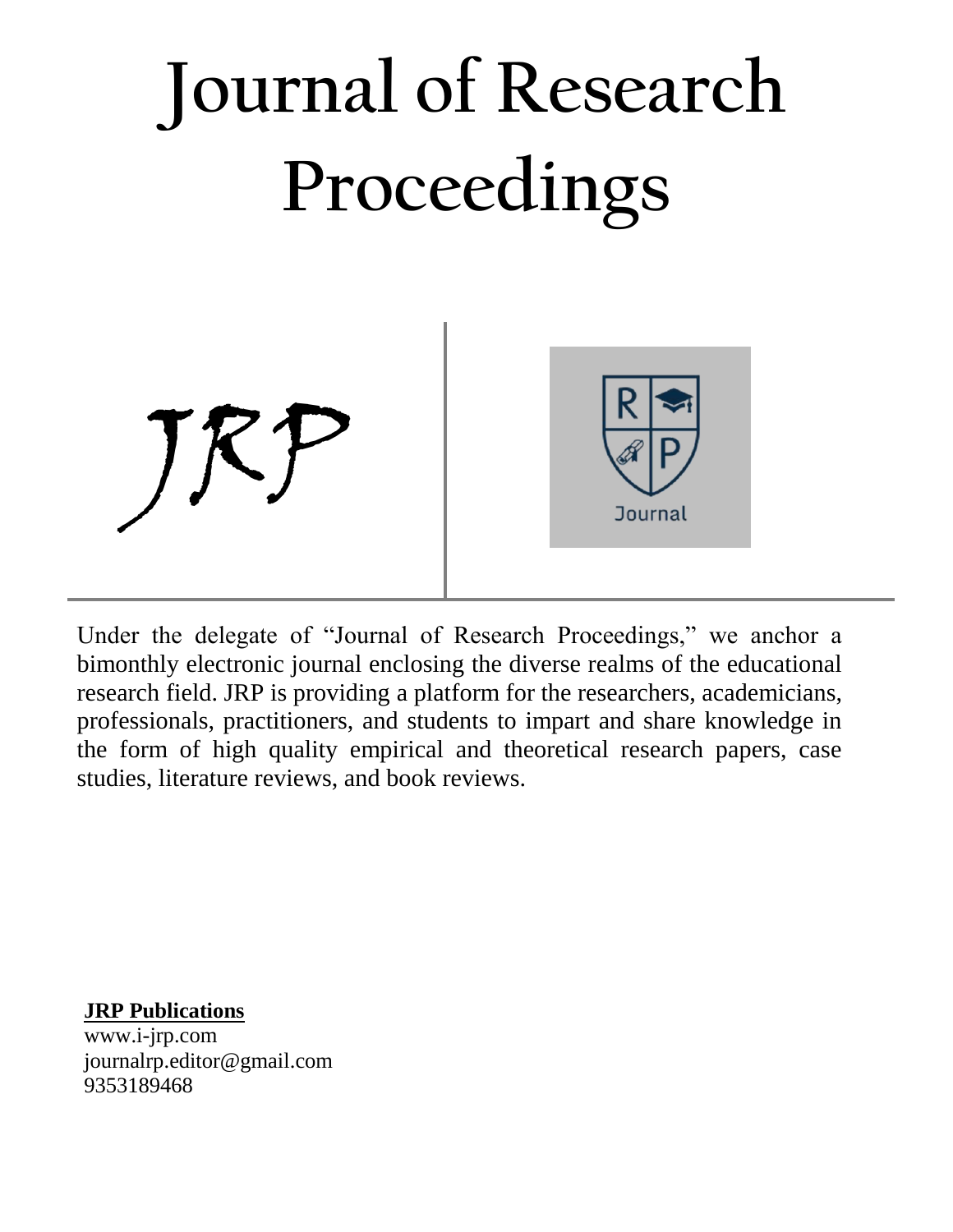# Journal of Research Proceedings

JRP

Journal

Under the delegate of "Journal of Research Proceedings," we anchor a bimonthly electronic journal enclosing the diverse realms of the educational research field. JRP is providing a platform for the researchers, academicians, professionals, practitioners, and students to impart and share knowledge in the form of high quality empirical and theoretical research papers, case studies, literature reviews, and book reviews.

**JRP Publications**

www.i-jrp.com

journalrp.editor@gmail.com

9353189468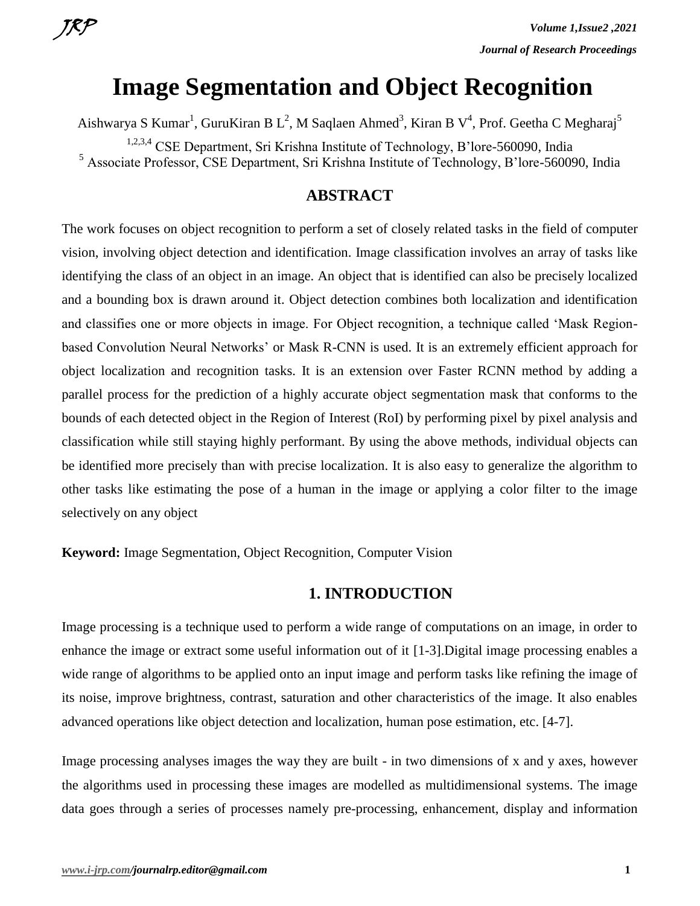# Image Segmentation and Object Recognition

Aishwarya S Kumar[1], GuruKiran B L[2], M Saqlaen Ahmed[3], Kiran B V[4], Prof. Geetha C Megharaj[5]

[1,2,3,4] CSE Department, Sri Krishna Institute of Technology, B'lore-560090, India
[5] Associate Professor, CSE Department, Sri Krishna Institute of Technology, B'lore-560090, India

## ABSTRACT

The work focuses on object recognition to perform a set of closely related tasks in the field of computer vision, involving object detection and identification. Image classification involves an array of tasks like identifying the class of an object in an image. An object that is identified can also be precisely localized and a bounding box is drawn around it. Object detection combines both localization and identification and classifies one or more objects in image. For Object recognition, a technique called 'Mask Region-based Convolution Neural Networks' or Mask R-CNN is used. It is an extremely efficient approach for object localization and recognition tasks. It is an extension over Faster RCNN method by adding a parallel process for the prediction of a highly accurate object segmentation mask that conforms to the bounds of each detected object in the Region of Interest (RoI) by performing pixel by pixel analysis and classification while still staying highly performant. By using the above methods, individual objects can be identified more precisely than with precise localization. It is also easy to generalize the algorithm to other tasks like estimating the pose of a human in the image or applying a color filter to the image selectively on any object

**Keyword:** Image Segmentation, Object Recognition, Computer Vision

## 1. INTRODUCTION

Image processing is a technique used to perform a wide range of computations on an image, in order to enhance the image or extract some useful information out of it [1-3].Digital image processing enables a wide range of algorithms to be applied onto an input image and perform tasks like refining the image of its noise, improve brightness, contrast, saturation and other characteristics of the image. It also enables advanced operations like object detection and localization, human pose estimation, etc. [4-7].

Image processing analyses images the way they are built - in two dimensions of x and y axes, however the algorithms used in processing these images are modelled as multidimensional systems. The image data goes through a series of processes namely pre-processing, enhancement, display and information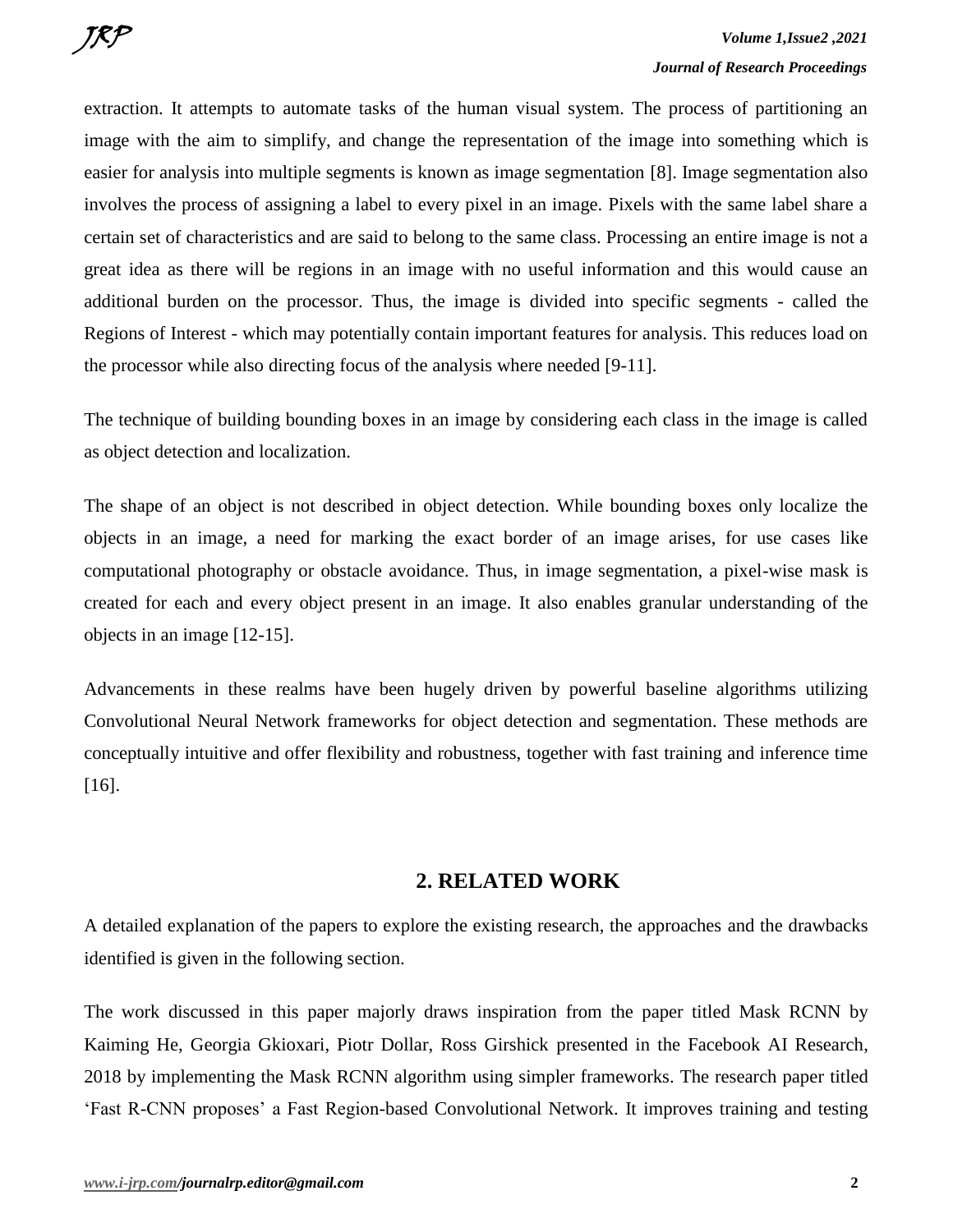extraction. It attempts to automate tasks of the human visual system. The process of partitioning an image with the aim to simplify, and change the representation of the image into something which is easier for analysis into multiple segments is known as image segmentation [8]. Image segmentation also involves the process of assigning a label to every pixel in an image. Pixels with the same label share a certain set of characteristics and are said to belong to the same class. Processing an entire image is not a great idea as there will be regions in an image with no useful information and this would cause an additional burden on the processor. Thus, the image is divided into specific segments - called the Regions of Interest - which may potentially contain important features for analysis. This reduces load on the processor while also directing focus of the analysis where needed [9-11].

The technique of building bounding boxes in an image by considering each class in the image is called as object detection and localization.

The shape of an object is not described in object detection. While bounding boxes only localize the objects in an image, a need for marking the exact border of an image arises, for use cases like computational photography or obstacle avoidance. Thus, in image segmentation, a pixel-wise mask is created for each and every object present in an image. It also enables granular understanding of the objects in an image [12-15].

Advancements in these realms have been hugely driven by powerful baseline algorithms utilizing Convolutional Neural Network frameworks for object detection and segmentation. These methods are conceptually intuitive and offer flexibility and robustness, together with fast training and inference time [16].

## 2. RELATED WORK

A detailed explanation of the papers to explore the existing research, the approaches and the drawbacks identified is given in the following section.

The work discussed in this paper majorly draws inspiration from the paper titled Mask RCNN by Kaiming He, Georgia Gkioxari, Piotr Dollar, Ross Girshick presented in the Facebook AI Research, 2018 by implementing the Mask RCNN algorithm using simpler frameworks. The research paper titled 'Fast R-CNN proposes' a Fast Region-based Convolutional Network. It improves training and testing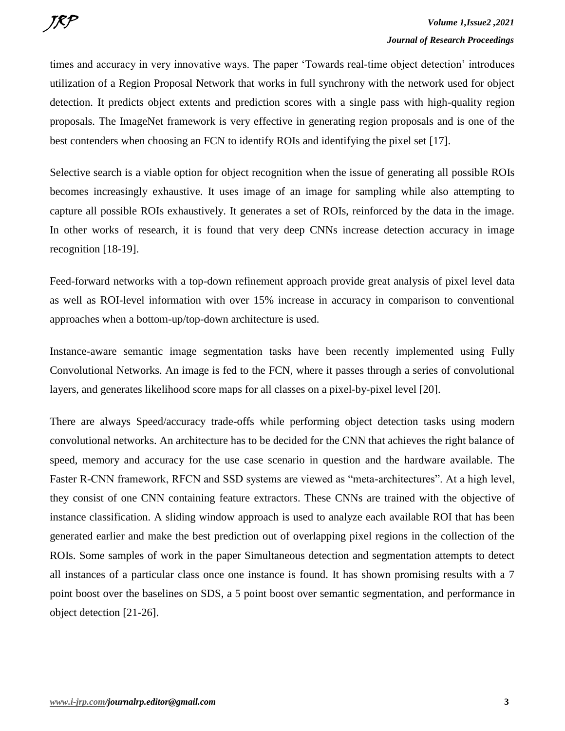times and accuracy in very innovative ways. The paper 'Towards real-time object detection' introduces utilization of a Region Proposal Network that works in full synchrony with the network used for object detection. It predicts object extents and prediction scores with a single pass with high-quality region proposals. The ImageNet framework is very effective in generating region proposals and is one of the best contenders when choosing an FCN to identify ROIs and identifying the pixel set [17].

Selective search is a viable option for object recognition when the issue of generating all possible ROIs becomes increasingly exhaustive. It uses image of an image for sampling while also attempting to capture all possible ROIs exhaustively. It generates a set of ROIs, reinforced by the data in the image. In other works of research, it is found that very deep CNNs increase detection accuracy in image recognition [18-19].

Feed-forward networks with a top-down refinement approach provide great analysis of pixel level data as well as ROI-level information with over 15% increase in accuracy in comparison to conventional approaches when a bottom-up/top-down architecture is used.

Instance-aware semantic image segmentation tasks have been recently implemented using Fully Convolutional Networks. An image is fed to the FCN, where it passes through a series of convolutional layers, and generates likelihood score maps for all classes on a pixel-by-pixel level [20].

There are always Speed/accuracy trade-offs while performing object detection tasks using modern convolutional networks. An architecture has to be decided for the CNN that achieves the right balance of speed, memory and accuracy for the use case scenario in question and the hardware available. The Faster R-CNN framework, RFCN and SSD systems are viewed as "meta-architectures". At a high level, they consist of one CNN containing feature extractors. These CNNs are trained with the objective of instance classification. A sliding window approach is used to analyze each available ROI that has been generated earlier and make the best prediction out of overlapping pixel regions in the collection of the ROIs. Some samples of work in the paper Simultaneous detection and segmentation attempts to detect all instances of a particular class once one instance is found. It has shown promising results with a 7 point boost over the baselines on SDS, a 5 point boost over semantic segmentation, and performance in object detection [21-26].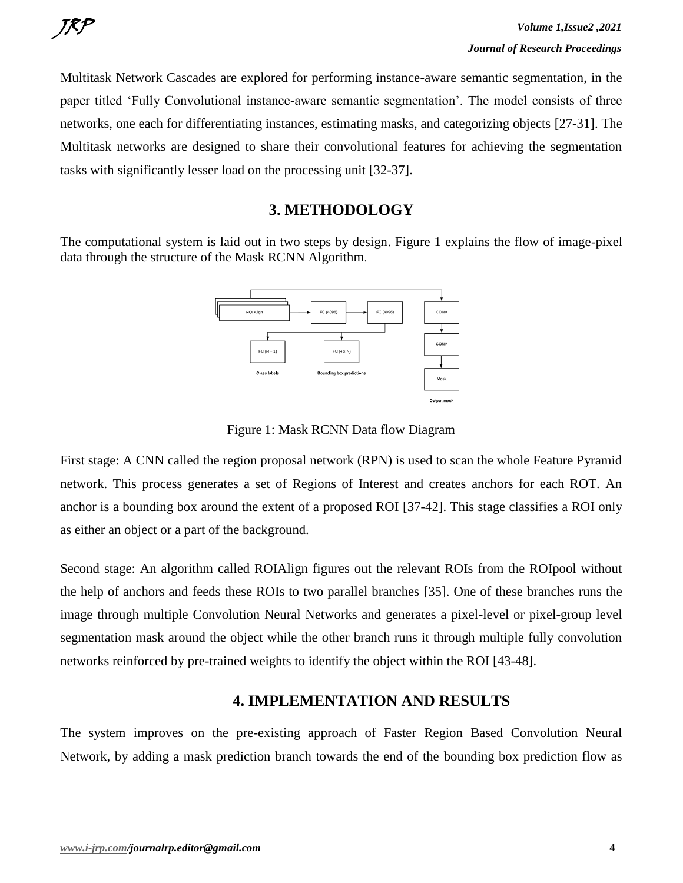Multitask Network Cascades are explored for performing instance-aware semantic segmentation, in the paper titled 'Fully Convolutional instance-aware semantic segmentation'. The model consists of three networks, one each for differentiating instances, estimating masks, and categorizing objects [27-31]. The Multitask networks are designed to share their convolutional features for achieving the segmentation tasks with significantly lesser load on the processing unit [32-37].

## 3. METHODOLOGY

The computational system is laid out in two steps by design. Figure 1 explains the flow of image-pixel data through the structure of the Mask RCNN Algorithm.

Figure 1: Mask RCNN Data flow Diagram

First stage: A CNN called the region proposal network (RPN) is used to scan the whole Feature Pyramid network. This process generates a set of Regions of Interest and creates anchors for each ROT. An anchor is a bounding box around the extent of a proposed ROI [37-42]. This stage classifies a ROI only as either an object or a part of the background.

Second stage: An algorithm called ROIAlign figures out the relevant ROIs from the ROIpool without the help of anchors and feeds these ROIs to two parallel branches [35]. One of these branches runs the image through multiple Convolution Neural Networks and generates a pixel-level or pixel-group level segmentation mask around the object while the other branch runs it through multiple fully convolution networks reinforced by pre-trained weights to identify the object within the ROI [43-48].

## 4. IMPLEMENTATION AND RESULTS

The system improves on the pre-existing approach of Faster Region Based Convolution Neural Network, by adding a mask prediction branch towards the end of the bounding box prediction flow as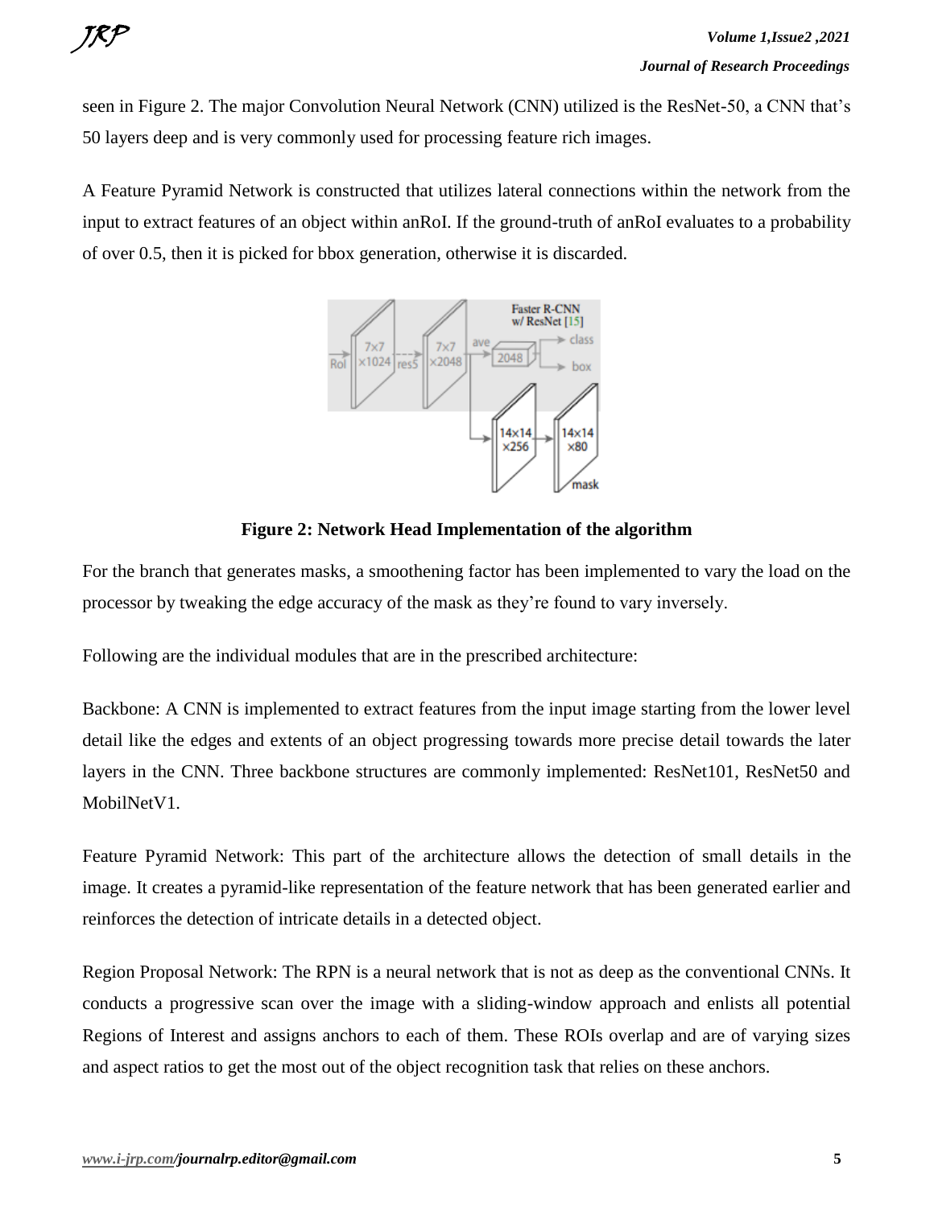seen in Figure 2. The major Convolution Neural Network (CNN) utilized is the ResNet-50, a CNN that's 50 layers deep and is very commonly used for processing feature rich images.

A Feature Pyramid Network is constructed that utilizes lateral connections within the network from the input to extract features of an object within anRoI. If the ground-truth of anRoI evaluates to a probability of over 0.5, then it is picked for bbox generation, otherwise it is discarded.

**Figure 2: Network Head Implementation of the algorithm**

For the branch that generates masks, a smoothening factor has been implemented to vary the load on the processor by tweaking the edge accuracy of the mask as they're found to vary inversely.

Following are the individual modules that are in the prescribed architecture:

Backbone: A CNN is implemented to extract features from the input image starting from the lower level detail like the edges and extents of an object progressing towards more precise detail towards the later layers in the CNN. Three backbone structures are commonly implemented: ResNet101, ResNet50 and MobilNetV1.

Feature Pyramid Network: This part of the architecture allows the detection of small details in the image. It creates a pyramid-like representation of the feature network that has been generated earlier and reinforces the detection of intricate details in a detected object.

Region Proposal Network: The RPN is a neural network that is not as deep as the conventional CNNs. It conducts a progressive scan over the image with a sliding-window approach and enlists all potential Regions of Interest and assigns anchors to each of them. These ROIs overlap and are of varying sizes and aspect ratios to get the most out of the object recognition task that relies on these anchors.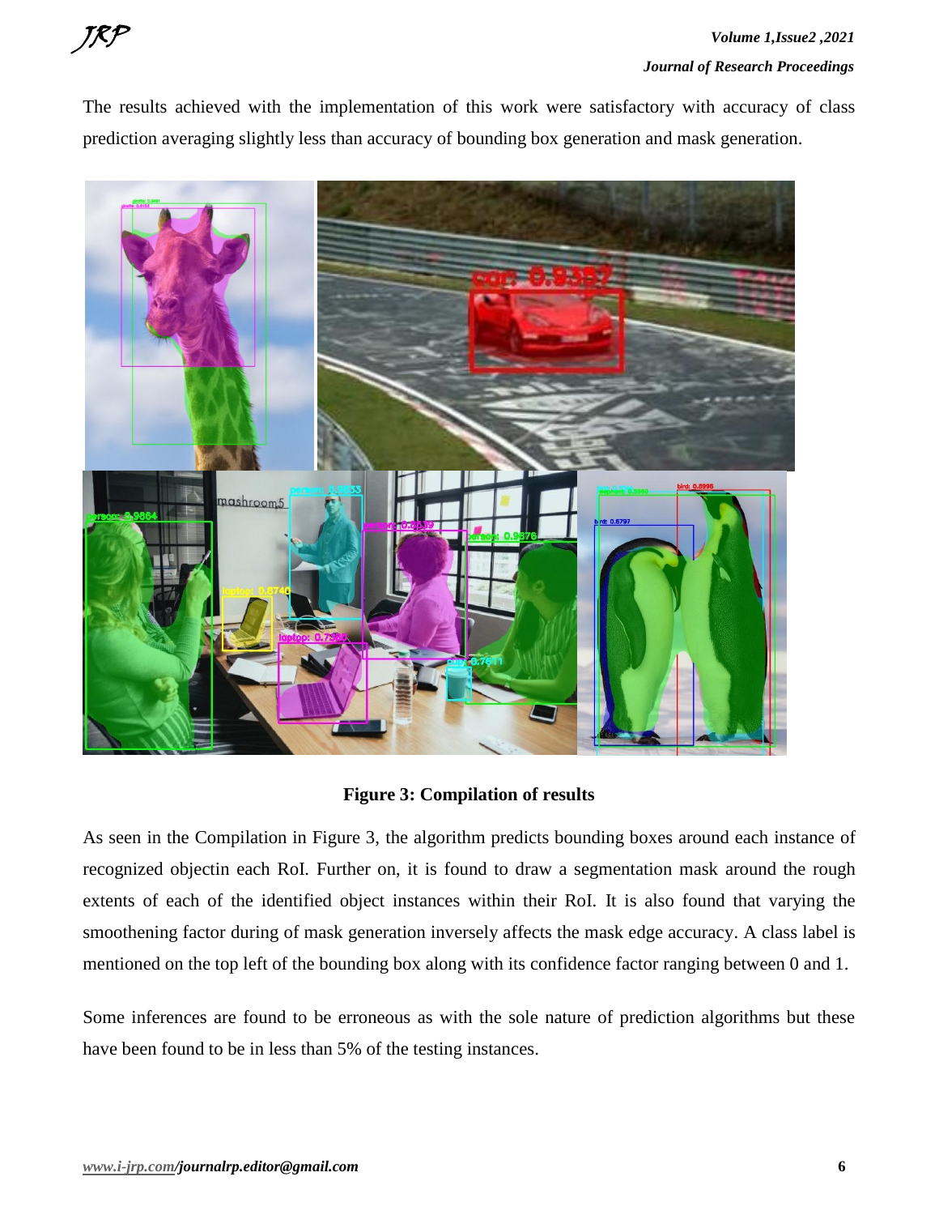The results achieved with the implementation of this work were satisfactory with accuracy of class prediction averaging slightly less than accuracy of bounding box generation and mask generation.

**Figure 3: Compilation of results**

As seen in the Compilation in Figure 3, the algorithm predicts bounding boxes around each instance of recognized objectin each RoI. Further on, it is found to draw a segmentation mask around the rough extents of each of the identified object instances within their RoI. It is also found that varying the smoothening factor during of mask generation inversely affects the mask edge accuracy. A class label is mentioned on the top left of the bounding box along with its confidence factor ranging between 0 and 1.

Some inferences are found to be erroneous as with the sole nature of prediction algorithms but these have been found to be in less than 5% of the testing instances.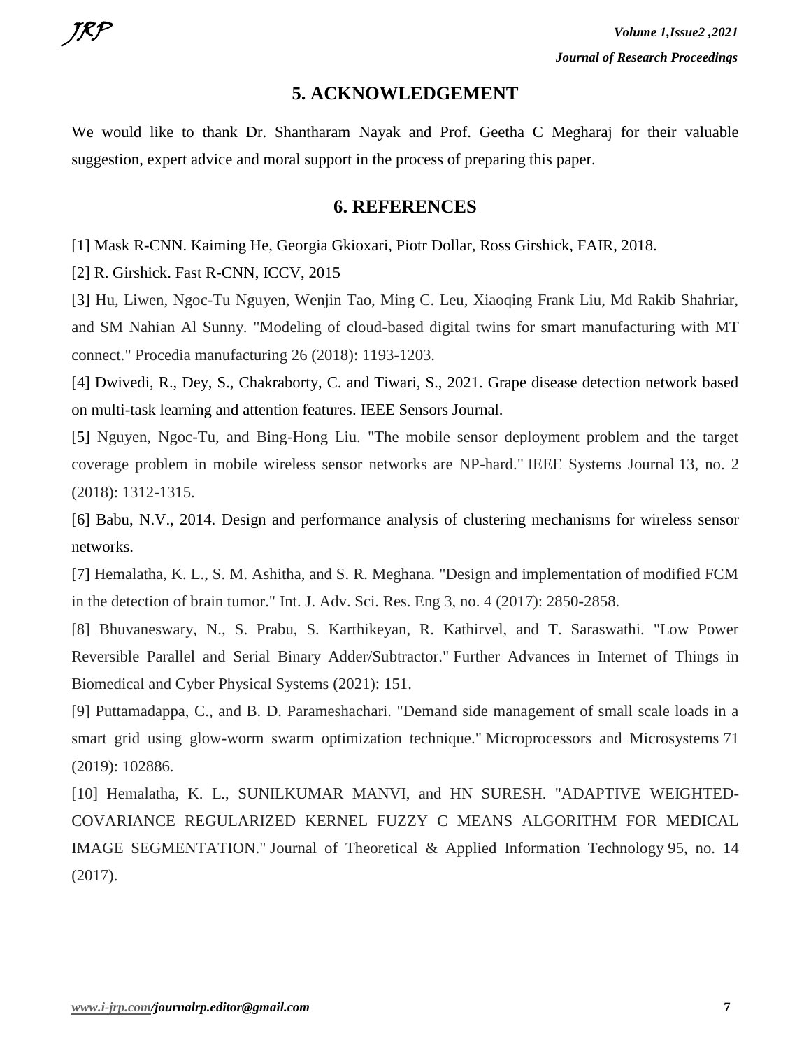## 5. ACKNOWLEDGEMENT

We would like to thank Dr. Shantharam Nayak and Prof. Geetha C Megharaj for their valuable suggestion, expert advice and moral support in the process of preparing this paper.

## 6. REFERENCES

[1] Mask R-CNN. Kaiming He, Georgia Gkioxari, Piotr Dollar, Ross Girshick, FAIR, 2018.

[2] R. Girshick. Fast R-CNN, ICCV, 2015

[3] Hu, Liwen, Ngoc-Tu Nguyen, Wenjin Tao, Ming C. Leu, Xiaoqing Frank Liu, Md Rakib Shahriar, and SM Nahian Al Sunny. "Modeling of cloud-based digital twins for smart manufacturing with MT connect." Procedia manufacturing 26 (2018): 1193-1203.

[4] Dwivedi, R., Dey, S., Chakraborty, C. and Tiwari, S., 2021. Grape disease detection network based on multi-task learning and attention features. IEEE Sensors Journal.

[5] Nguyen, Ngoc-Tu, and Bing-Hong Liu. "The mobile sensor deployment problem and the target coverage problem in mobile wireless sensor networks are NP-hard." IEEE Systems Journal 13, no. 2 (2018): 1312-1315.

[6] Babu, N.V., 2014. Design and performance analysis of clustering mechanisms for wireless sensor networks.

[7] Hemalatha, K. L., S. M. Ashitha, and S. R. Meghana. "Design and implementation of modified FCM in the detection of brain tumor." Int. J. Adv. Sci. Res. Eng 3, no. 4 (2017): 2850-2858.

[8] Bhuvaneswary, N., S. Prabu, S. Karthikeyan, R. Kathirvel, and T. Saraswathi. "Low Power Reversible Parallel and Serial Binary Adder/Subtractor." Further Advances in Internet of Things in Biomedical and Cyber Physical Systems (2021): 151.

[9] Puttamadappa, C., and B. D. Parameshachari. "Demand side management of small scale loads in a smart grid using glow-worm swarm optimization technique." Microprocessors and Microsystems 71 (2019): 102886.

[10] Hemalatha, K. L., SUNILKUMAR MANVI, and HN SURESH. "ADAPTIVE WEIGHTED-COVARIANCE REGULARIZED KERNEL FUZZY C MEANS ALGORITHM FOR MEDICAL IMAGE SEGMENTATION." Journal of Theoretical & Applied Information Technology 95, no. 14 (2017).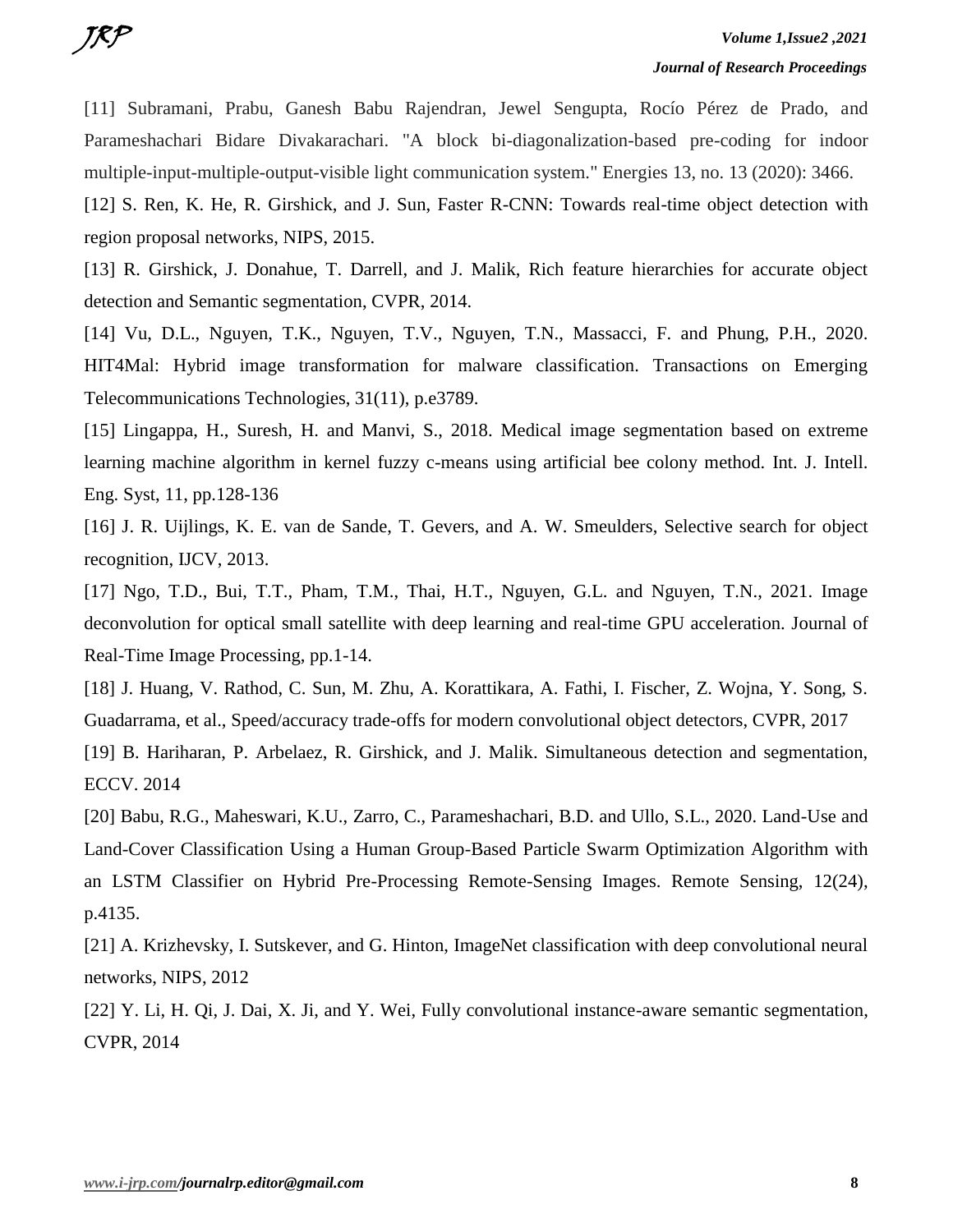[11] Subramani, Prabu, Ganesh Babu Rajendran, Jewel Sengupta, Rocío Pérez de Prado, and Parameshachari Bidare Divakarachari. "A block bi-diagonalization-based pre-coding for indoor multiple-input-multiple-output-visible light communication system." Energies 13, no. 13 (2020): 3466.

[12] S. Ren, K. He, R. Girshick, and J. Sun, Faster R-CNN: Towards real-time object detection with region proposal networks, NIPS, 2015.

[13] R. Girshick, J. Donahue, T. Darrell, and J. Malik, Rich feature hierarchies for accurate object detection and Semantic segmentation, CVPR, 2014.

[14] Vu, D.L., Nguyen, T.K., Nguyen, T.V., Nguyen, T.N., Massacci, F. and Phung, P.H., 2020. HIT4Mal: Hybrid image transformation for malware classification. Transactions on Emerging Telecommunications Technologies, 31(11), p.e3789.

[15] Lingappa, H., Suresh, H. and Manvi, S., 2018. Medical image segmentation based on extreme learning machine algorithm in kernel fuzzy c-means using artificial bee colony method. Int. J. Intell. Eng. Syst, 11, pp.128-136

[16] J. R. Uijlings, K. E. van de Sande, T. Gevers, and A. W. Smeulders, Selective search for object recognition, IJCV, 2013.

[17] Ngo, T.D., Bui, T.T., Pham, T.M., Thai, H.T., Nguyen, G.L. and Nguyen, T.N., 2021. Image deconvolution for optical small satellite with deep learning and real-time GPU acceleration. Journal of Real-Time Image Processing, pp.1-14.

[18] J. Huang, V. Rathod, C. Sun, M. Zhu, A. Korattikara, A. Fathi, I. Fischer, Z. Wojna, Y. Song, S. Guadarrama, et al., Speed/accuracy trade-offs for modern convolutional object detectors, CVPR, 2017

[19] B. Hariharan, P. Arbelaez, R. Girshick, and J. Malik. Simultaneous detection and segmentation, ECCV. 2014

[20] Babu, R.G., Maheswari, K.U., Zarro, C., Parameshachari, B.D. and Ullo, S.L., 2020. Land-Use and Land-Cover Classification Using a Human Group-Based Particle Swarm Optimization Algorithm with an LSTM Classifier on Hybrid Pre-Processing Remote-Sensing Images. Remote Sensing, 12(24), p.4135.

[21] A. Krizhevsky, I. Sutskever, and G. Hinton, ImageNet classification with deep convolutional neural networks, NIPS, 2012

[22] Y. Li, H. Qi, J. Dai, X. Ji, and Y. Wei, Fully convolutional instance-aware semantic segmentation, CVPR, 2014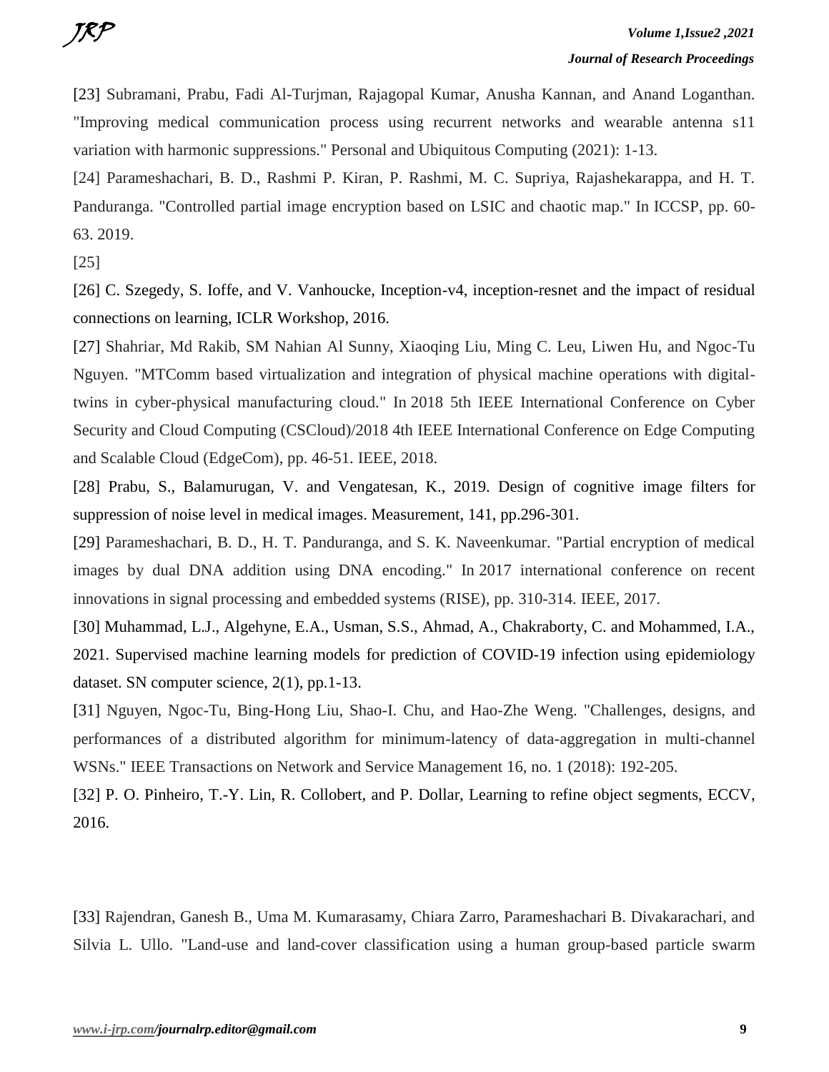[23] Subramani, Prabu, Fadi Al-Turjman, Rajagopal Kumar, Anusha Kannan, and Anand Loganthan. "Improving medical communication process using recurrent networks and wearable antenna s11 variation with harmonic suppressions." Personal and Ubiquitous Computing (2021): 1-13.

[24] Parameshachari, B. D., Rashmi P. Kiran, P. Rashmi, M. C. Supriya, Rajashekarappa, and H. T. Panduranga. "Controlled partial image encryption based on LSIC and chaotic map." In ICCSP, pp. 60-63. 2019.

[25]

[26] C. Szegedy, S. Ioffe, and V. Vanhoucke, Inception-v4, inception-resnet and the impact of residual connections on learning, ICLR Workshop, 2016.

[27] Shahriar, Md Rakib, SM Nahian Al Sunny, Xiaoqing Liu, Ming C. Leu, Liwen Hu, and Ngoc-Tu Nguyen. "MTComm based virtualization and integration of physical machine operations with digital-twins in cyber-physical manufacturing cloud." In 2018 5th IEEE International Conference on Cyber Security and Cloud Computing (CSCloud)/2018 4th IEEE International Conference on Edge Computing and Scalable Cloud (EdgeCom), pp. 46-51. IEEE, 2018.

[28] Prabu, S., Balamurugan, V. and Vengatesan, K., 2019. Design of cognitive image filters for suppression of noise level in medical images. Measurement, 141, pp.296-301.

[29] Parameshachari, B. D., H. T. Panduranga, and S. K. Naveenkumar. "Partial encryption of medical images by dual DNA addition using DNA encoding." In 2017 international conference on recent innovations in signal processing and embedded systems (RISE), pp. 310-314. IEEE, 2017.

[30] Muhammad, L.J., Algehyne, E.A., Usman, S.S., Ahmad, A., Chakraborty, C. and Mohammed, I.A., 2021. Supervised machine learning models for prediction of COVID-19 infection using epidemiology dataset. SN computer science, 2(1), pp.1-13.

[31] Nguyen, Ngoc-Tu, Bing-Hong Liu, Shao-I. Chu, and Hao-Zhe Weng. "Challenges, designs, and performances of a distributed algorithm for minimum-latency of data-aggregation in multi-channel WSNs." IEEE Transactions on Network and Service Management 16, no. 1 (2018): 192-205.

[32] P. O. Pinheiro, T.-Y. Lin, R. Collobert, and P. Dollar, Learning to refine object segments, ECCV, 2016.

[33] Rajendran, Ganesh B., Uma M. Kumarasamy, Chiara Zarro, Parameshachari B. Divakarachari, and Silvia L. Ullo. "Land-use and land-cover classification using a human group-based particle swarm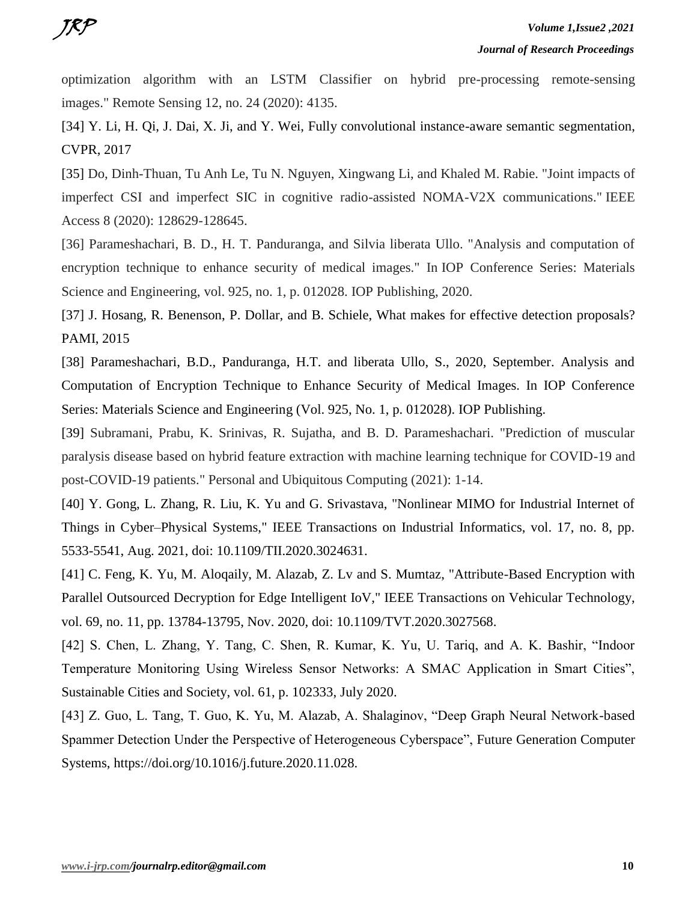optimization algorithm with an LSTM Classifier on hybrid pre-processing remote-sensing images." Remote Sensing 12, no. 24 (2020): 4135.

[34] Y. Li, H. Qi, J. Dai, X. Ji, and Y. Wei, Fully convolutional instance-aware semantic segmentation, CVPR, 2017

[35] Do, Dinh-Thuan, Tu Anh Le, Tu N. Nguyen, Xingwang Li, and Khaled M. Rabie. "Joint impacts of imperfect CSI and imperfect SIC in cognitive radio-assisted NOMA-V2X communications." IEEE Access 8 (2020): 128629-128645.

[36] Parameshachari, B. D., H. T. Panduranga, and Silvia liberata Ullo. "Analysis and computation of encryption technique to enhance security of medical images." In IOP Conference Series: Materials Science and Engineering, vol. 925, no. 1, p. 012028. IOP Publishing, 2020.

[37] J. Hosang, R. Benenson, P. Dollar, and B. Schiele, What makes for effective detection proposals? PAMI, 2015

[38] Parameshachari, B.D., Panduranga, H.T. and liberata Ullo, S., 2020, September. Analysis and Computation of Encryption Technique to Enhance Security of Medical Images. In IOP Conference Series: Materials Science and Engineering (Vol. 925, No. 1, p. 012028). IOP Publishing.

[39] Subramani, Prabu, K. Srinivas, R. Sujatha, and B. D. Parameshachari. "Prediction of muscular paralysis disease based on hybrid feature extraction with machine learning technique for COVID-19 and post-COVID-19 patients." Personal and Ubiquitous Computing (2021): 1-14.

[40] Y. Gong, L. Zhang, R. Liu, K. Yu and G. Srivastava, "Nonlinear MIMO for Industrial Internet of Things in Cyber–Physical Systems," IEEE Transactions on Industrial Informatics, vol. 17, no. 8, pp. 5533-5541, Aug. 2021, doi: 10.1109/TII.2020.3024631.

[41] C. Feng, K. Yu, M. Aloqaily, M. Alazab, Z. Lv and S. Mumtaz, "Attribute-Based Encryption with Parallel Outsourced Decryption for Edge Intelligent IoV," IEEE Transactions on Vehicular Technology, vol. 69, no. 11, pp. 13784-13795, Nov. 2020, doi: 10.1109/TVT.2020.3027568.

[42] S. Chen, L. Zhang, Y. Tang, C. Shen, R. Kumar, K. Yu, U. Tariq, and A. K. Bashir, "Indoor Temperature Monitoring Using Wireless Sensor Networks: A SMAC Application in Smart Cities", Sustainable Cities and Society, vol. 61, p. 102333, July 2020.

[43] Z. Guo, L. Tang, T. Guo, K. Yu, M. Alazab, A. Shalaginov, "Deep Graph Neural Network-based Spammer Detection Under the Perspective of Heterogeneous Cyberspace", Future Generation Computer Systems, https://doi.org/10.1016/j.future.2020.11.028.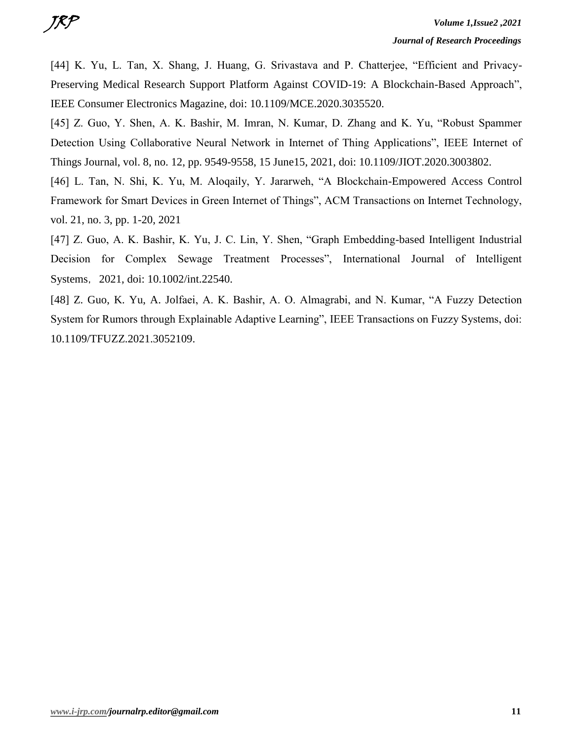[44] K. Yu, L. Tan, X. Shang, J. Huang, G. Srivastava and P. Chatterjee, "Efficient and Privacy-Preserving Medical Research Support Platform Against COVID-19: A Blockchain-Based Approach", IEEE Consumer Electronics Magazine, doi: 10.1109/MCE.2020.3035520.

[45] Z. Guo, Y. Shen, A. K. Bashir, M. Imran, N. Kumar, D. Zhang and K. Yu, "Robust Spammer Detection Using Collaborative Neural Network in Internet of Thing Applications", IEEE Internet of Things Journal, vol. 8, no. 12, pp. 9549-9558, 15 June15, 2021, doi: 10.1109/JIOT.2020.3003802.

[46] L. Tan, N. Shi, K. Yu, M. Aloqaily, Y. Jararweh, "A Blockchain-Empowered Access Control Framework for Smart Devices in Green Internet of Things", ACM Transactions on Internet Technology, vol. 21, no. 3, pp. 1-20, 2021

[47] Z. Guo, A. K. Bashir, K. Yu, J. C. Lin, Y. Shen, "Graph Embedding-based Intelligent Industrial Decision for Complex Sewage Treatment Processes", International Journal of Intelligent Systems， 2021, doi: 10.1002/int.22540.

[48] Z. Guo, K. Yu, A. Jolfaei, A. K. Bashir, A. O. Almagrabi, and N. Kumar, "A Fuzzy Detection System for Rumors through Explainable Adaptive Learning", IEEE Transactions on Fuzzy Systems, doi: 10.1109/TFUZZ.2021.3052109.